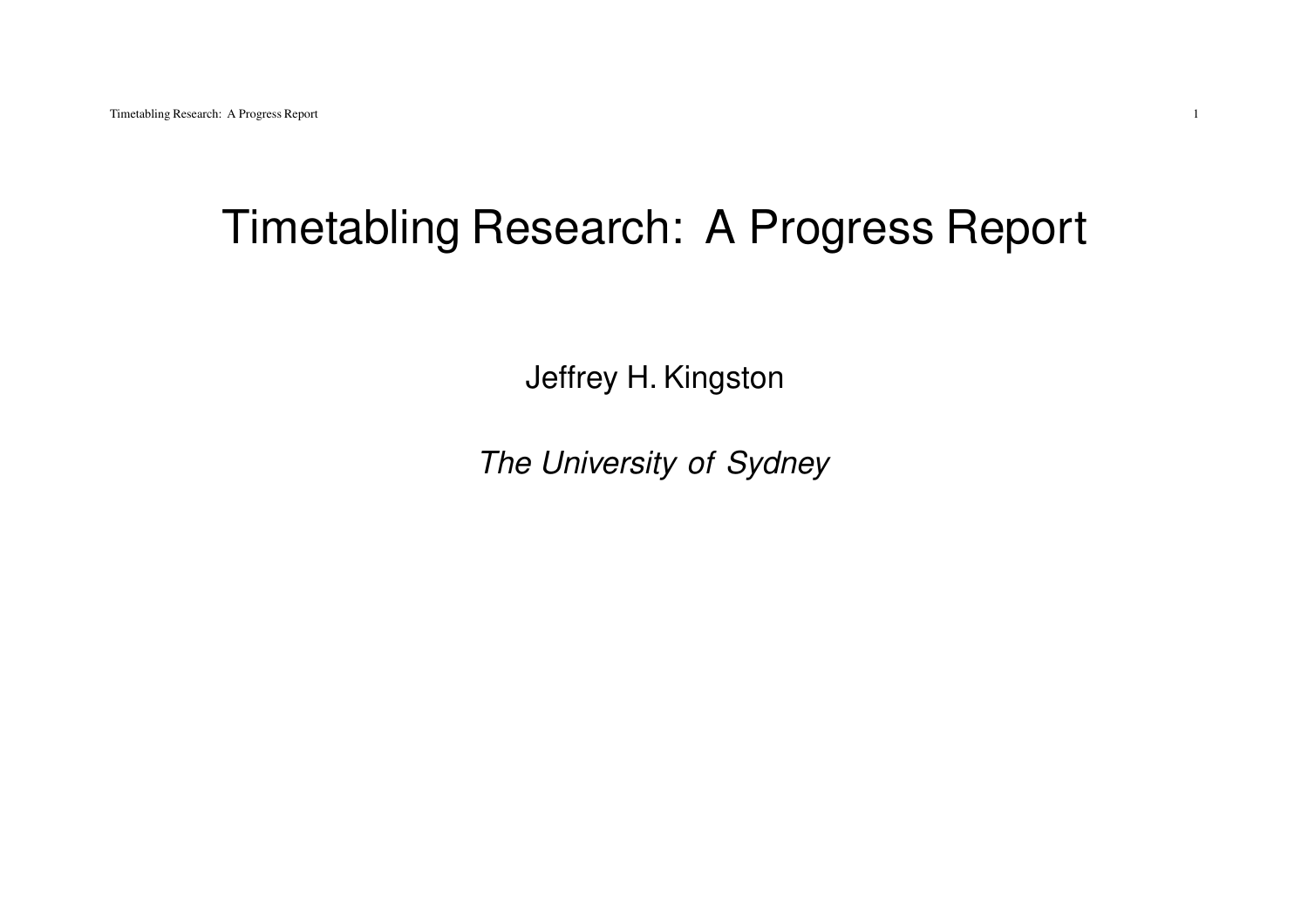# Timetabling Research: A Progress Report

Jeffrey H. Kingston

*The University of Sydney*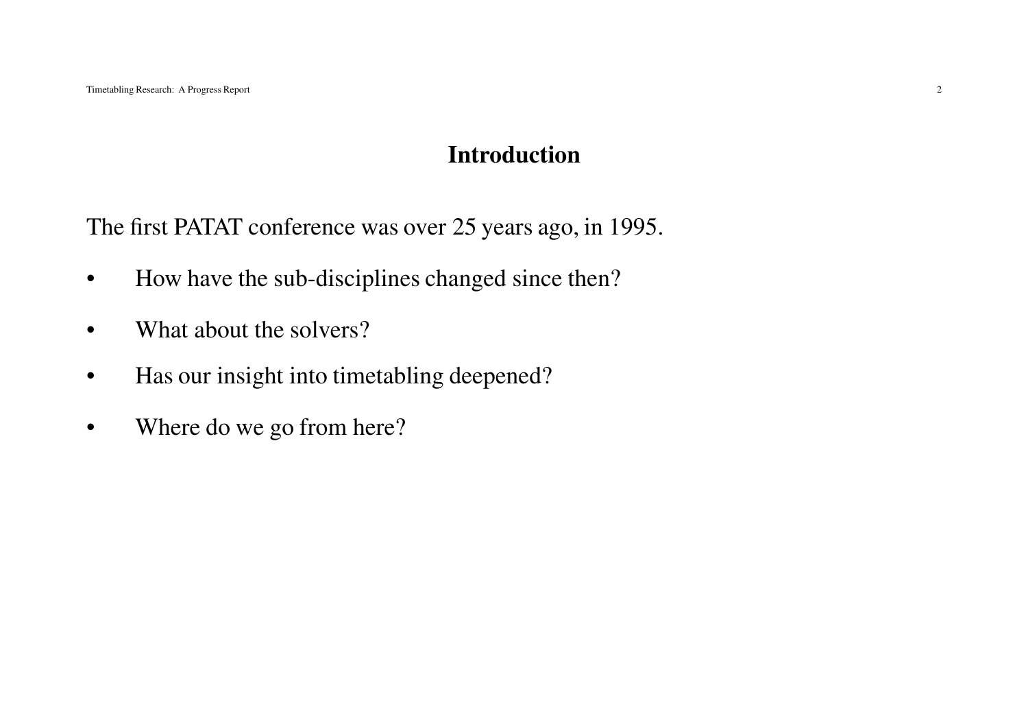## Introduction

The first PATAT conference was over 25 years ago, in 1995.

- How have the sub-disciplines changed since then?
- What about the solvers?
- Has our insight into timetabling deepened?
- Where do we go from here?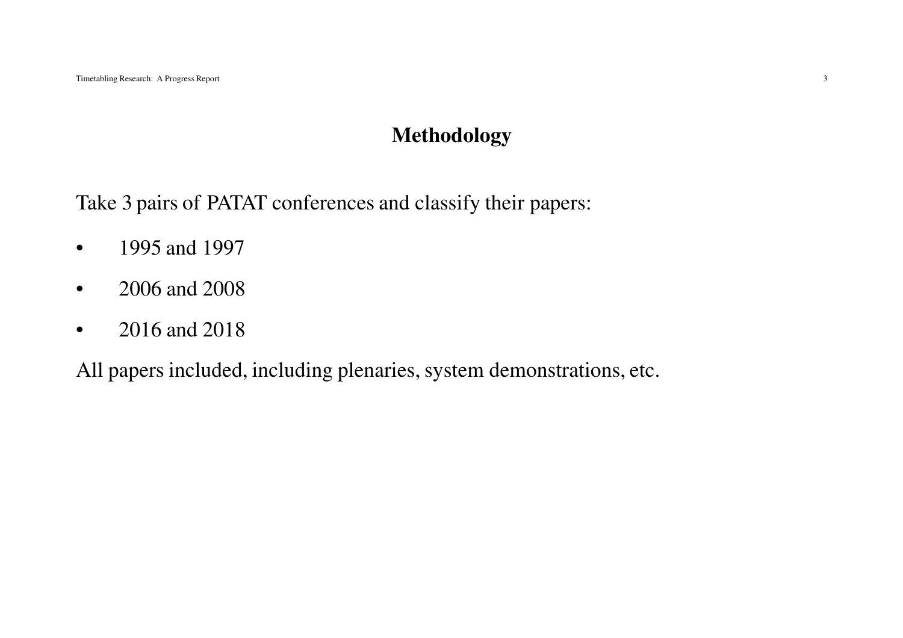# Methodology

Take 3 pairs of PATAT conferences and classify their papers:

- 1995 and 1997
- 2006 and 2008
- 2016 and 2018

All papers included, including plenaries, system demonstrations, etc.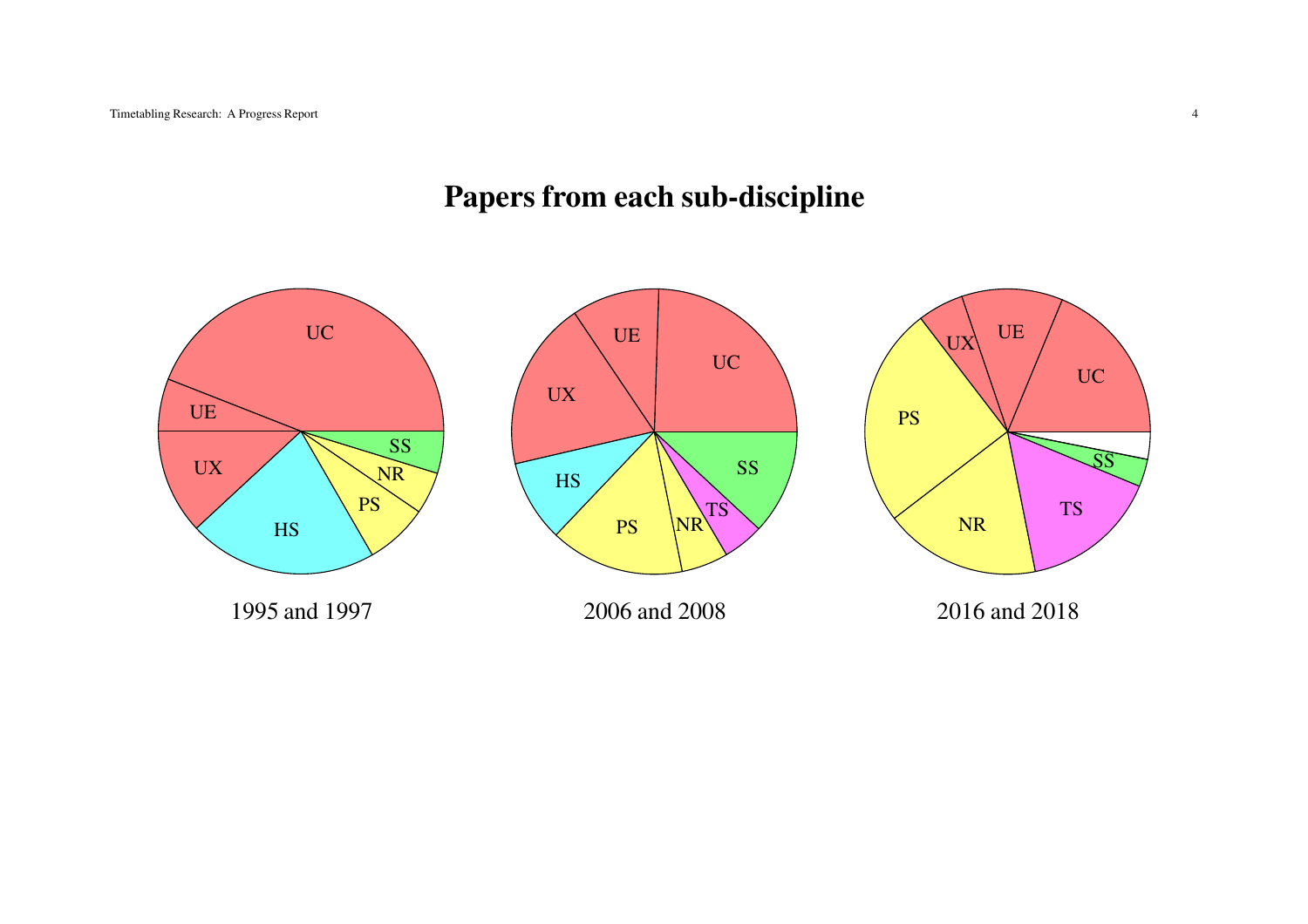# Papers from each sub-discipline

UC
UE
UX
HS
PS
NR
SS

1995 and 1997

UE
UC
UX
HS
PS
NR
TS
SS

2006 and 2008

UX
UE
UC
PS
SS
NR
TS

2016 and 2018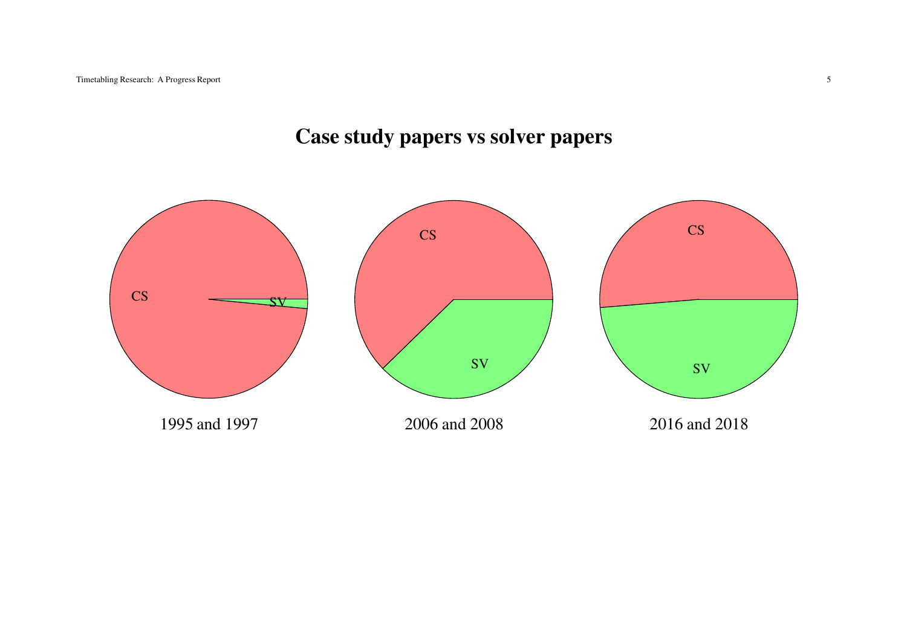# Case study papers vs solver papers

CS SV

1995 and 1997

CS SV

2006 and 2008

CS SV

2016 and 2018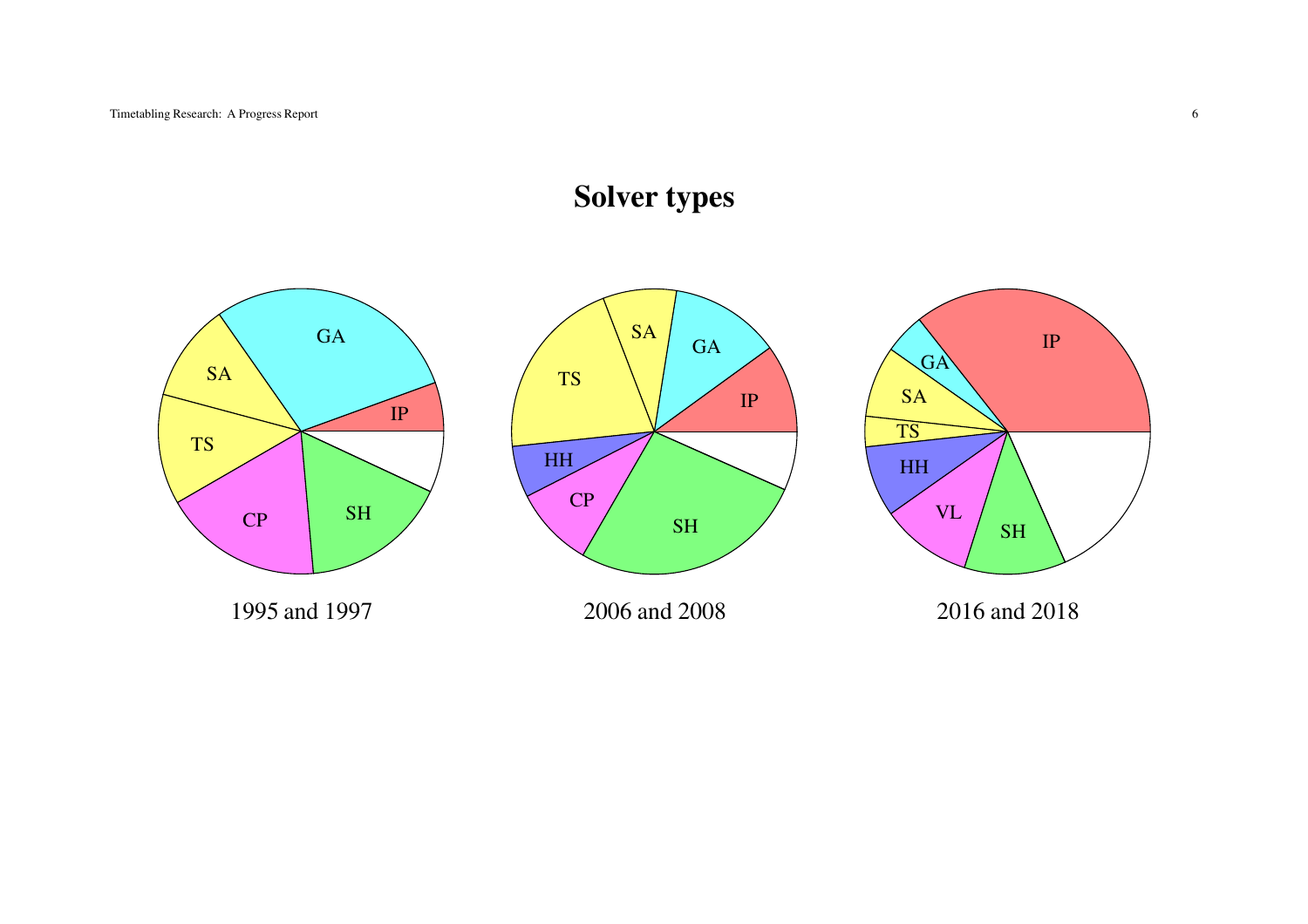# Solver types

1995 and 1997

2006 and 2008

2016 and 2018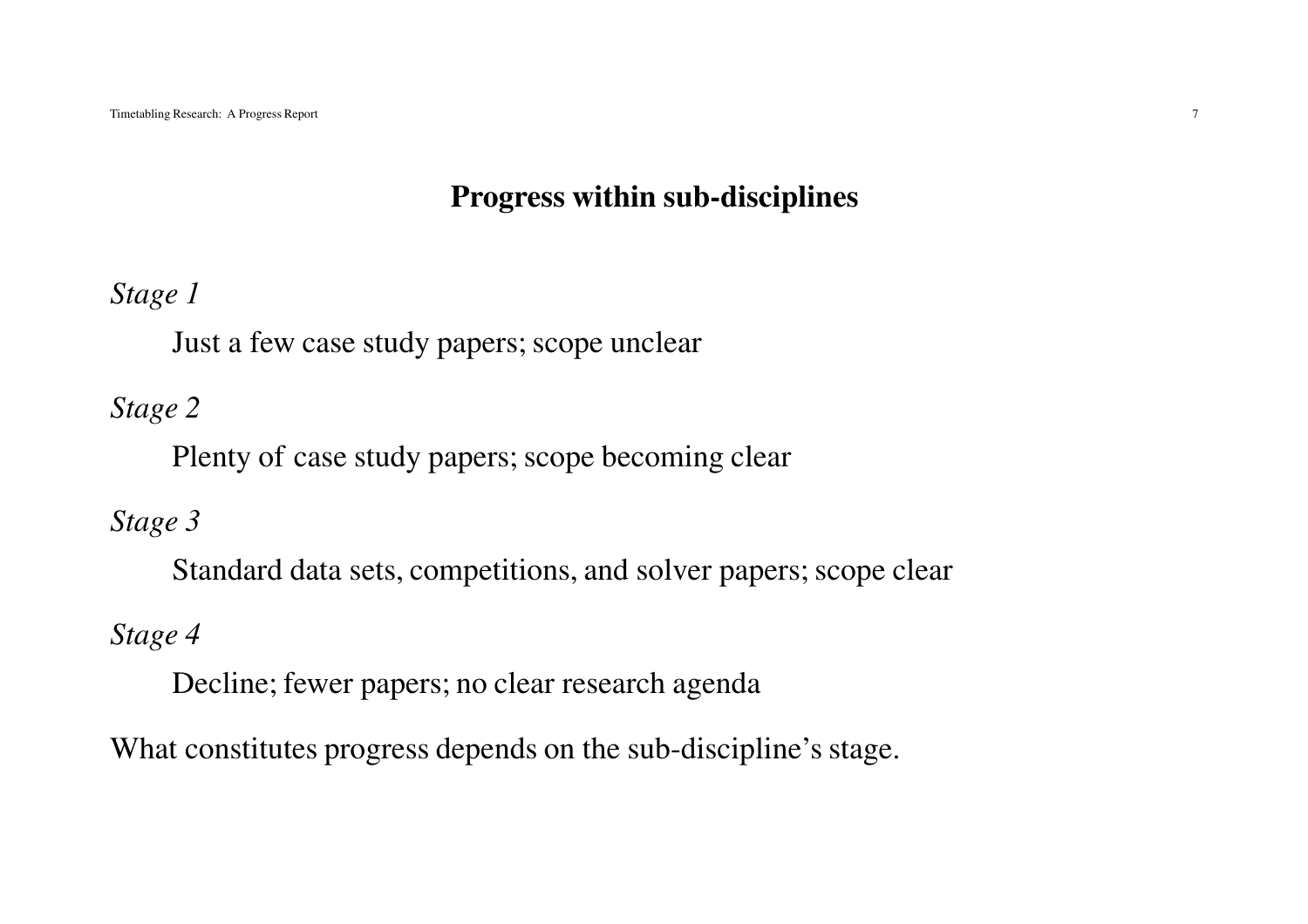# Progress within sub-disciplines

*Stage 1*

Just a few case study papers; scope unclear

*Stage 2*

Plenty of case study papers; scope becoming clear

*Stage 3*

Standard data sets, competitions, and solver papers; scope clear

*Stage 4*

Decline; fewer papers; no clear research agenda

What constitutes progress depends on the sub-discipline's stage.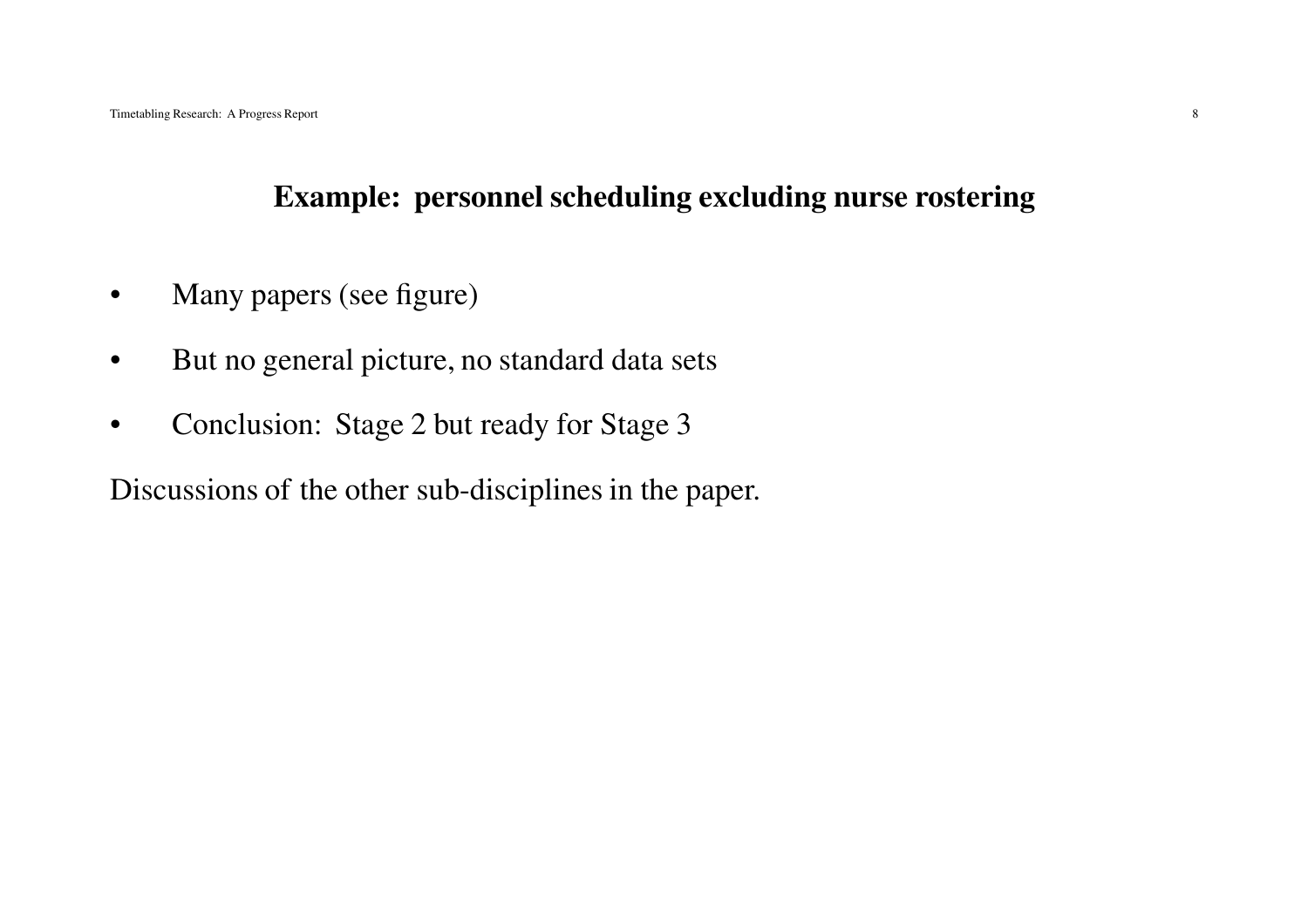## Example: personnel scheduling excluding nurse rostering

- Many papers (see figure)
- But no general picture, no standard data sets
- Conclusion: Stage 2 but ready for Stage 3

Discussions of the other sub-disciplines in the paper.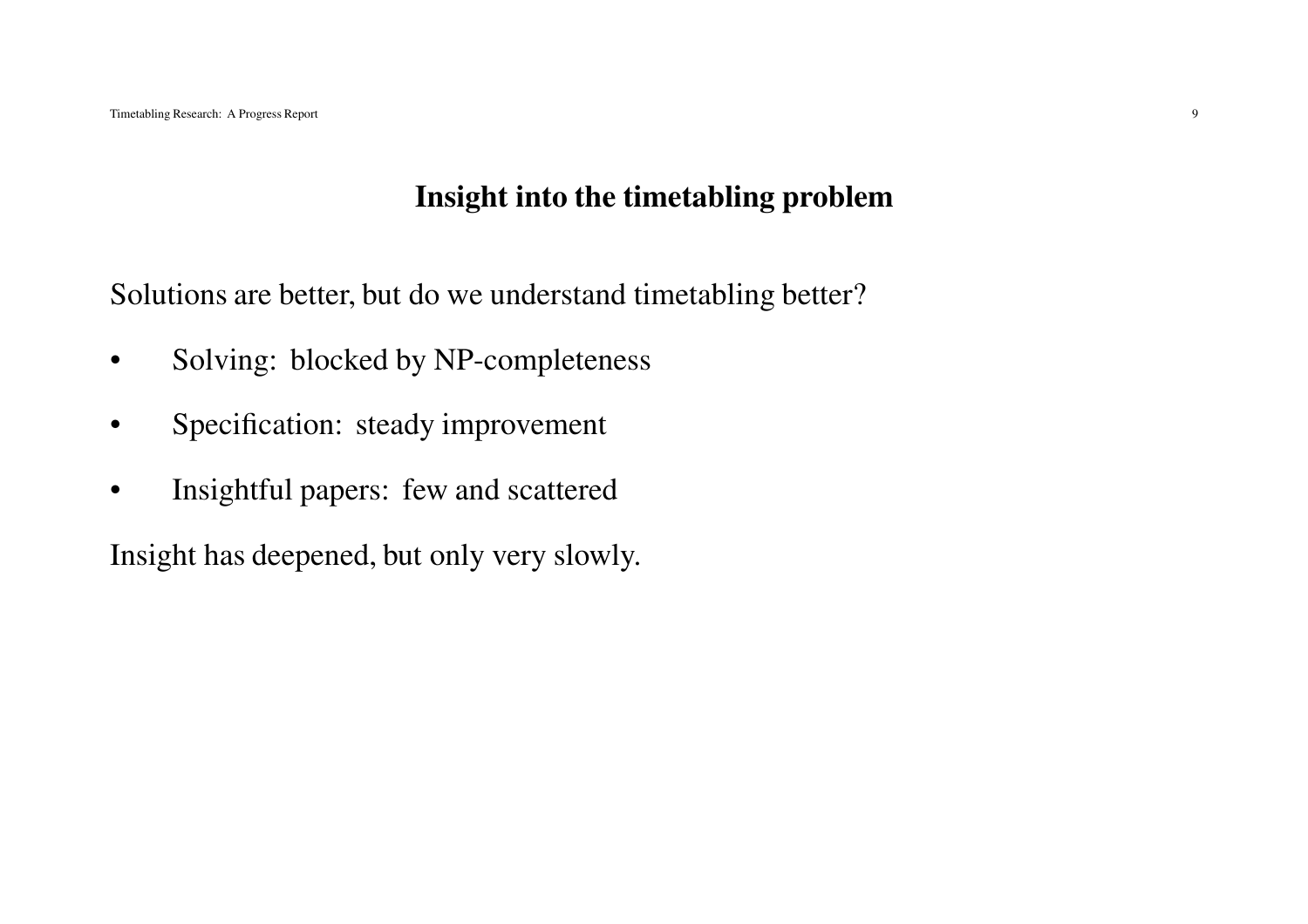## Insight into the timetabling problem

Solutions are better, but do we understand timetabling better?

- Solving: blocked by NP-completeness
- Specification: steady improvement
- Insightful papers: few and scattered

Insight has deepened, but only very slowly.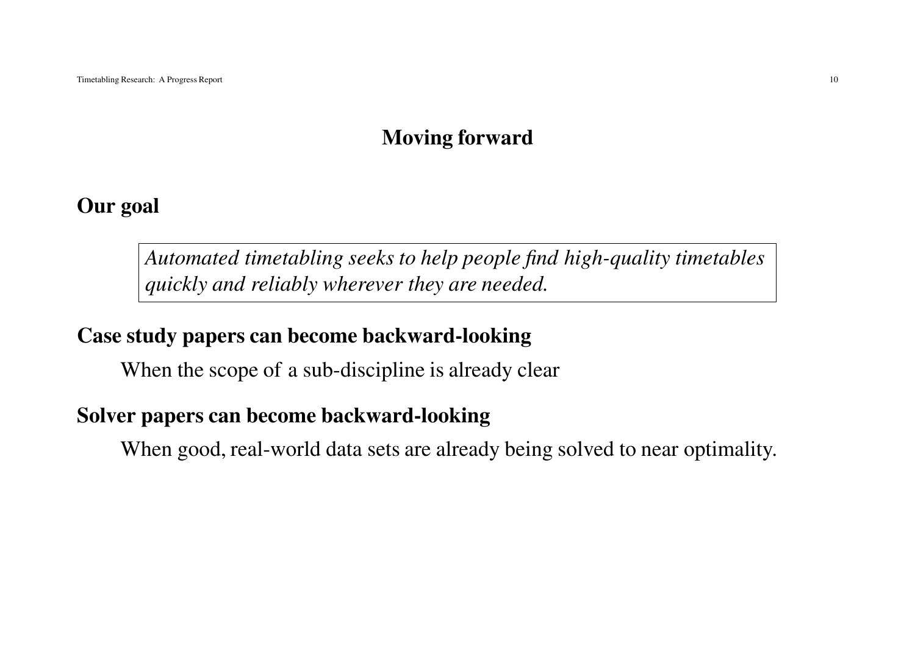# Moving forward

## Our goal

> *Automated timetabling seeks to help people find high-quality timetables quickly and reliably wherever they are needed.*

## Case study papers can become backward-looking

When the scope of a sub-discipline is already clear

## Solver papers can become backward-looking

When good, real-world data sets are already being solved to near optimality.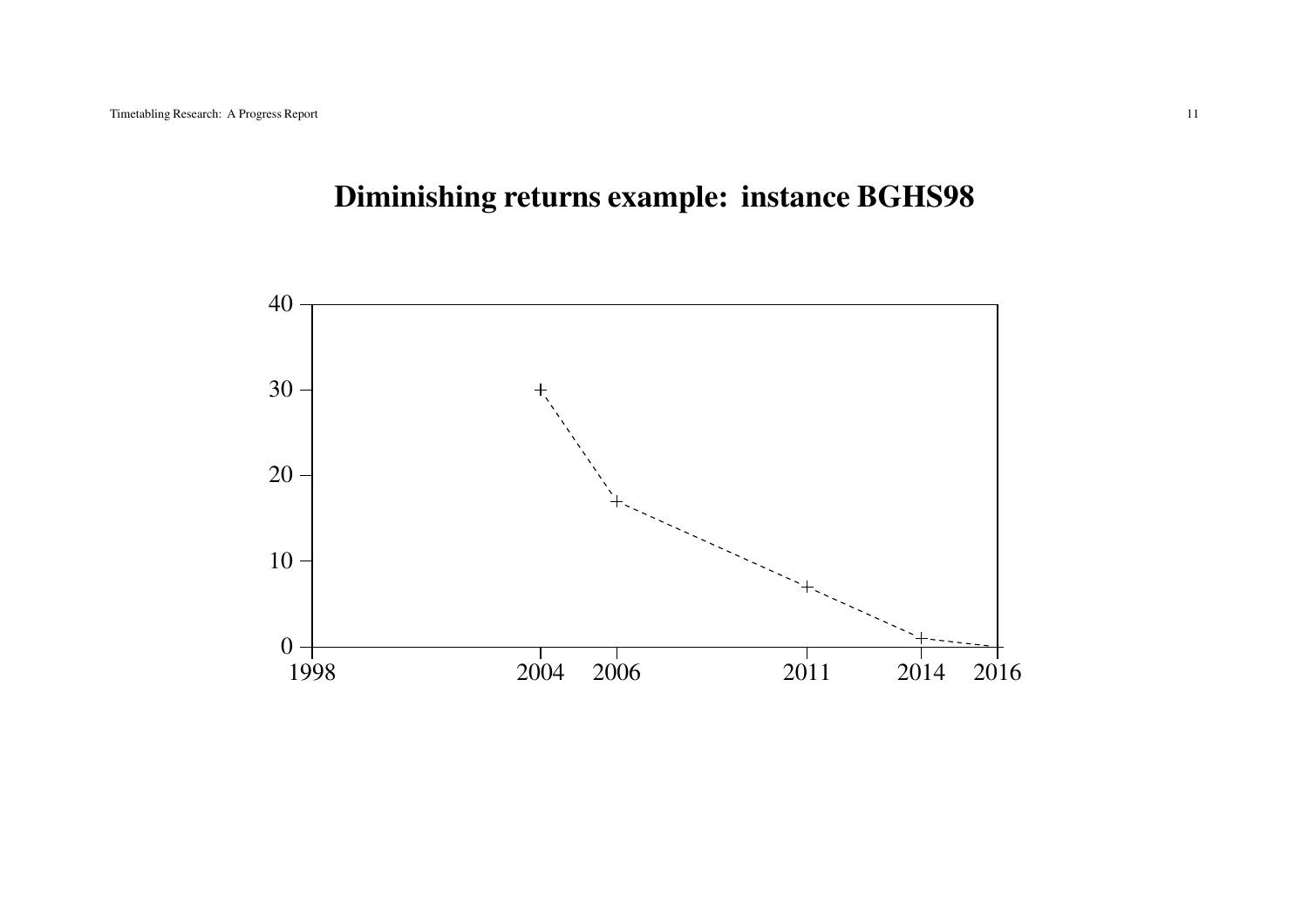# Diminishing returns example: instance BGHS98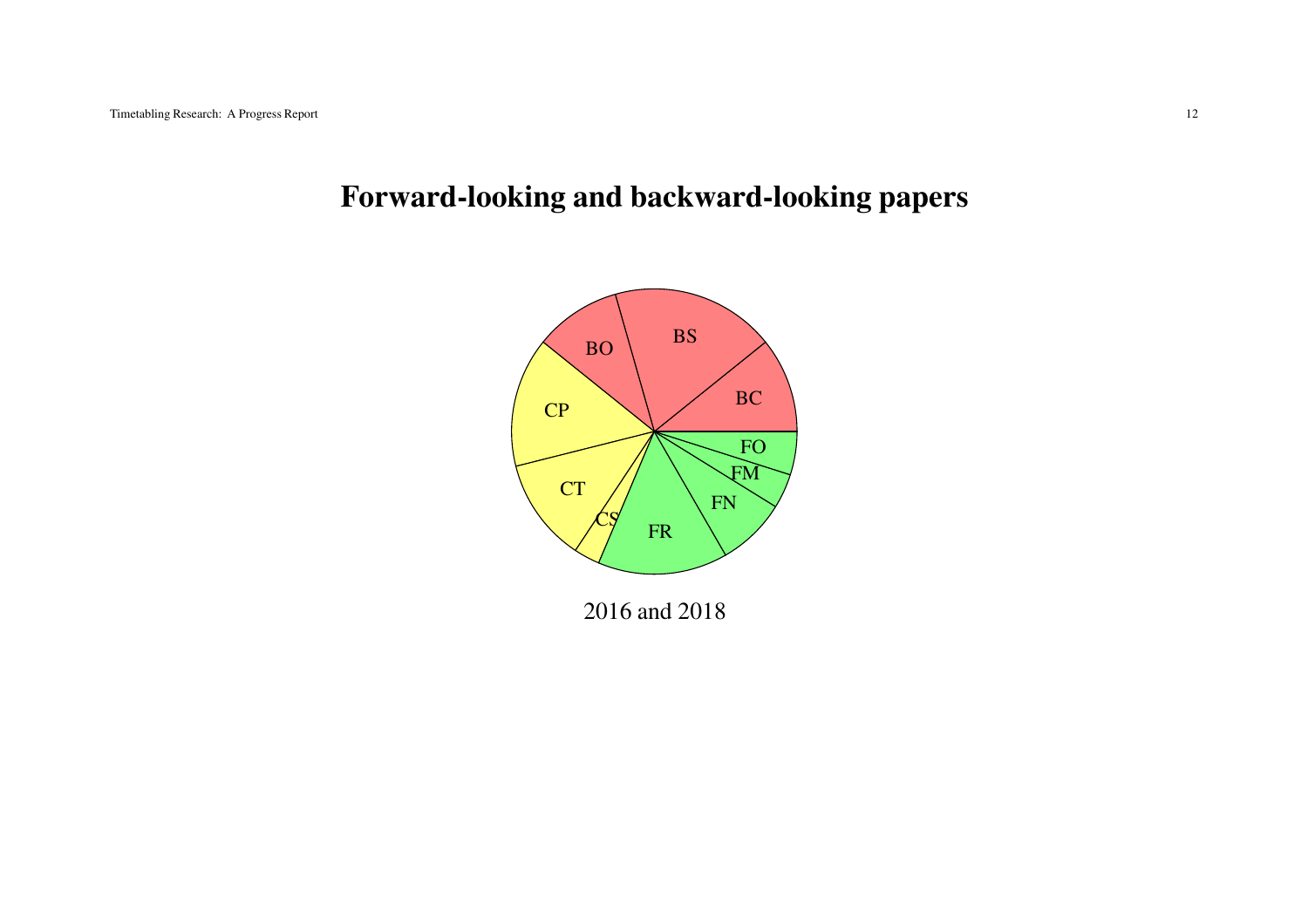# Forward-looking and backward-looking papers

BO BS BC CP CT CS FR FN FM FO

2016 and 2018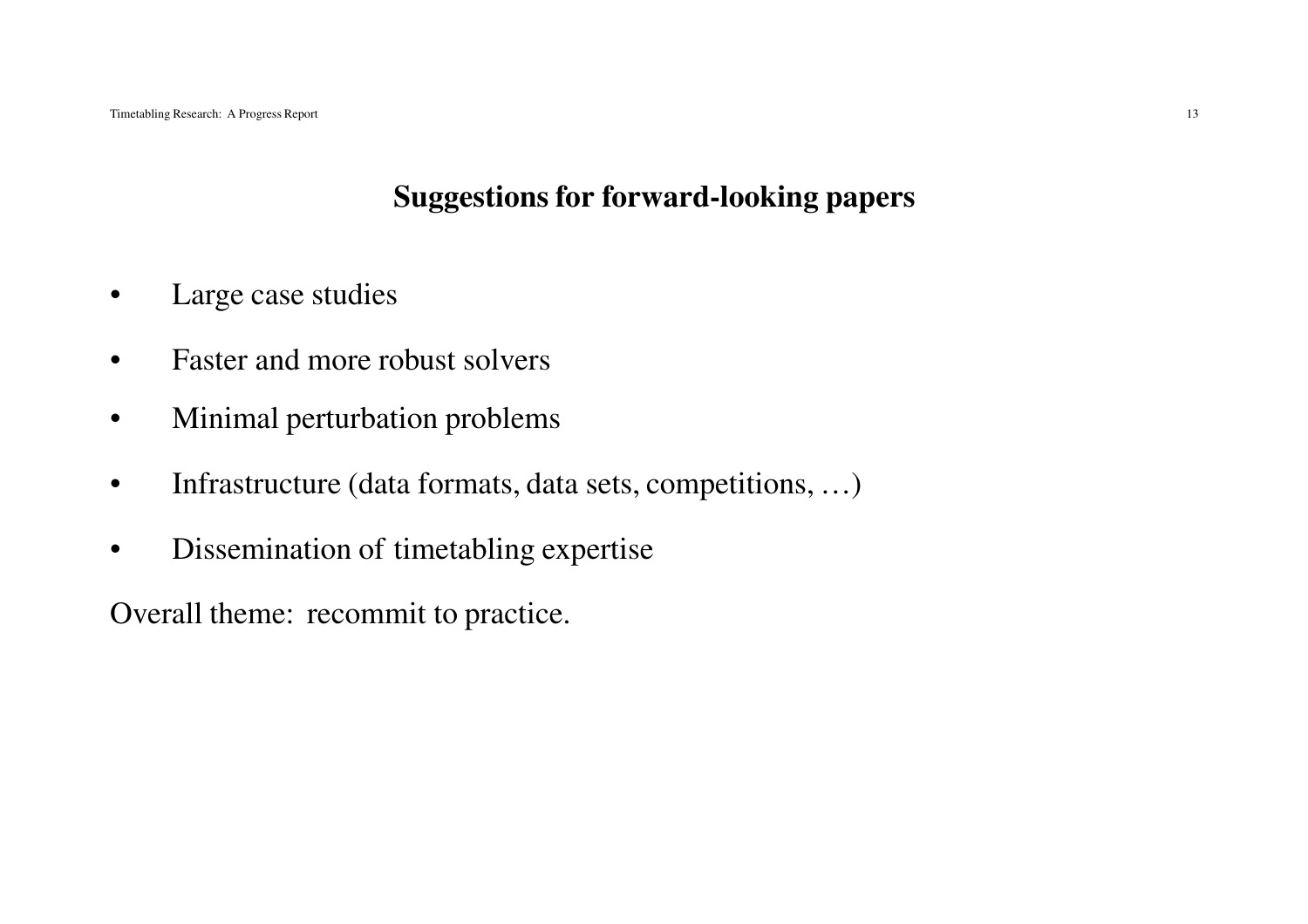## Suggestions for forward-looking papers

- Large case studies
- Faster and more robust solvers
- Minimal perturbation problems
- Infrastructure (data formats, data sets, competitions, …)
- Dissemination of timetabling expertise

Overall theme: recommit to practice.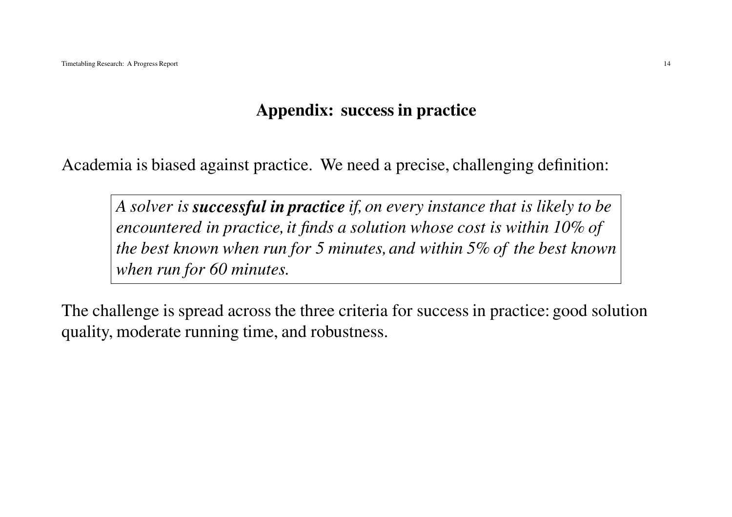## Appendix: success in practice

Academia is biased against practice. We need a precise, challenging definition:

> *A solver is **successful in practice** if, on every instance that is likely to be encountered in practice, it finds a solution whose cost is within 10% of the best known when run for 5 minutes, and within 5% of the best known when run for 60 minutes.*

The challenge is spread across the three criteria for success in practice: good solution quality, moderate running time, and robustness.